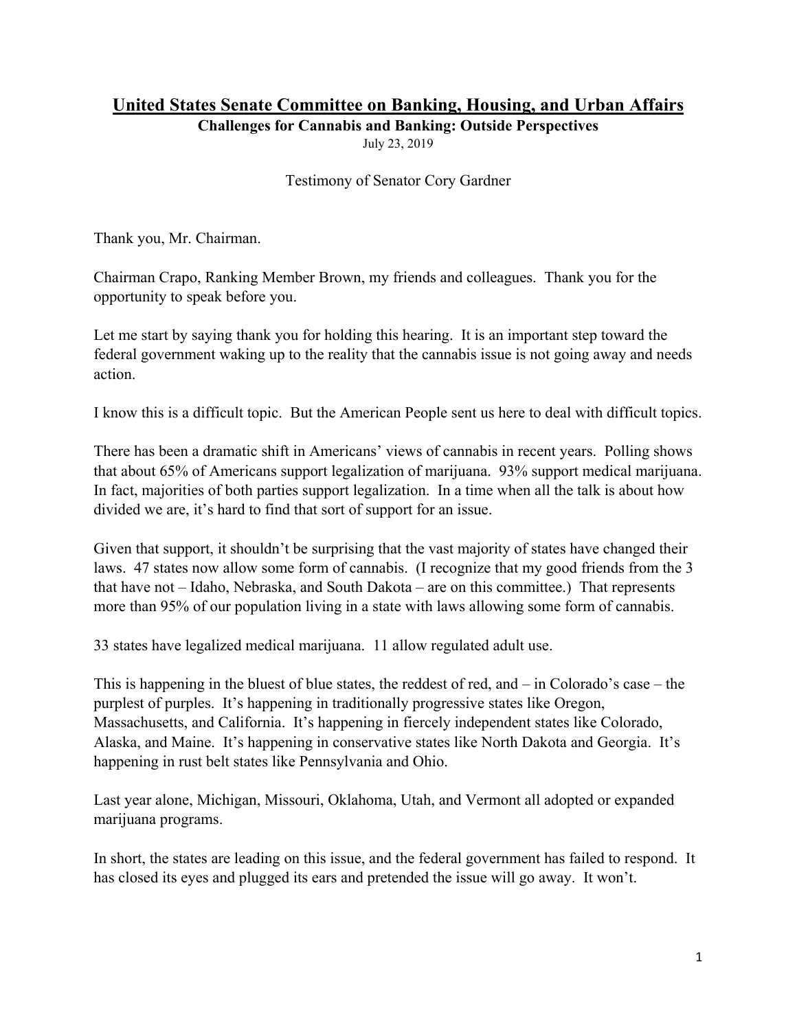# United States Senate Committee on Banking, Housing, and Urban Affairs

**Challenges for Cannabis and Banking: Outside Perspectives**

July 23, 2019

Testimony of Senator Cory Gardner

Thank you, Mr. Chairman.

Chairman Crapo, Ranking Member Brown, my friends and colleagues. Thank you for the opportunity to speak before you.

Let me start by saying thank you for holding this hearing. It is an important step toward the federal government waking up to the reality that the cannabis issue is not going away and needs action.

I know this is a difficult topic. But the American People sent us here to deal with difficult topics.

There has been a dramatic shift in Americans' views of cannabis in recent years. Polling shows that about 65% of Americans support legalization of marijuana. 93% support medical marijuana. In fact, majorities of both parties support legalization. In a time when all the talk is about how divided we are, it's hard to find that sort of support for an issue.

Given that support, it shouldn't be surprising that the vast majority of states have changed their laws. 47 states now allow some form of cannabis. (I recognize that my good friends from the 3 that have not – Idaho, Nebraska, and South Dakota – are on this committee.) That represents more than 95% of our population living in a state with laws allowing some form of cannabis.

33 states have legalized medical marijuana. 11 allow regulated adult use.

This is happening in the bluest of blue states, the reddest of red, and – in Colorado's case – the purplest of purples. It's happening in traditionally progressive states like Oregon, Massachusetts, and California. It's happening in fiercely independent states like Colorado, Alaska, and Maine. It's happening in conservative states like North Dakota and Georgia. It's happening in rust belt states like Pennsylvania and Ohio.

Last year alone, Michigan, Missouri, Oklahoma, Utah, and Vermont all adopted or expanded marijuana programs.

In short, the states are leading on this issue, and the federal government has failed to respond. It has closed its eyes and plugged its ears and pretended the issue will go away. It won't.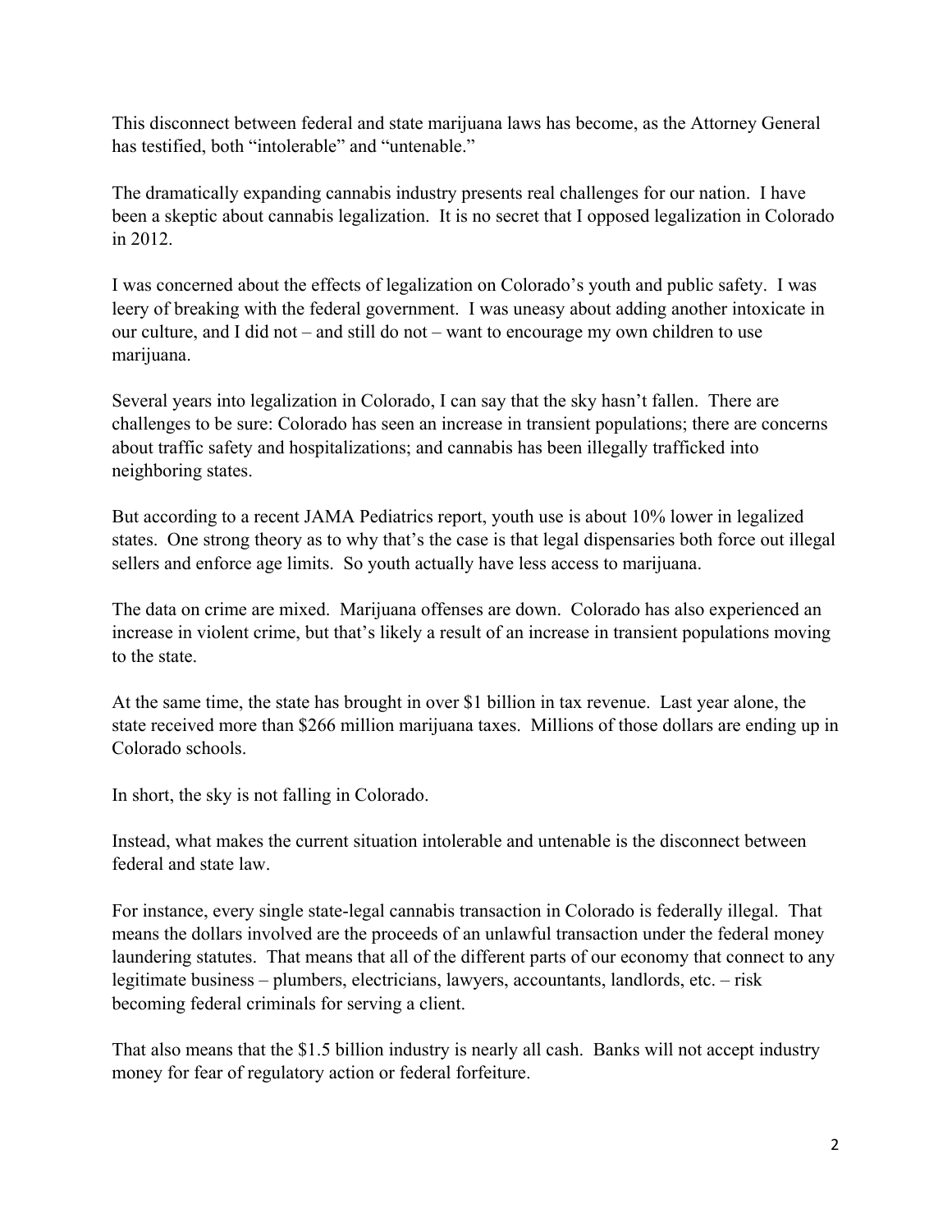This disconnect between federal and state marijuana laws has become, as the Attorney General has testified, both "intolerable" and "untenable."

The dramatically expanding cannabis industry presents real challenges for our nation. I have been a skeptic about cannabis legalization. It is no secret that I opposed legalization in Colorado in 2012.

I was concerned about the effects of legalization on Colorado's youth and public safety. I was leery of breaking with the federal government. I was uneasy about adding another intoxicate in our culture, and I did not – and still do not – want to encourage my own children to use marijuana.

Several years into legalization in Colorado, I can say that the sky hasn't fallen. There are challenges to be sure: Colorado has seen an increase in transient populations; there are concerns about traffic safety and hospitalizations; and cannabis has been illegally trafficked into neighboring states.

But according to a recent JAMA Pediatrics report, youth use is about 10% lower in legalized states. One strong theory as to why that's the case is that legal dispensaries both force out illegal sellers and enforce age limits. So youth actually have less access to marijuana.

The data on crime are mixed. Marijuana offenses are down. Colorado has also experienced an increase in violent crime, but that's likely a result of an increase in transient populations moving to the state.

At the same time, the state has brought in over $1 billion in tax revenue. Last year alone, the state received more than $266 million marijuana taxes. Millions of those dollars are ending up in Colorado schools.

In short, the sky is not falling in Colorado.

Instead, what makes the current situation intolerable and untenable is the disconnect between federal and state law.

For instance, every single state-legal cannabis transaction in Colorado is federally illegal. That means the dollars involved are the proceeds of an unlawful transaction under the federal money laundering statutes. That means that all of the different parts of our economy that connect to any legitimate business – plumbers, electricians, lawyers, accountants, landlords, etc. – risk becoming federal criminals for serving a client.

That also means that the $1.5 billion industry is nearly all cash. Banks will not accept industry money for fear of regulatory action or federal forfeiture.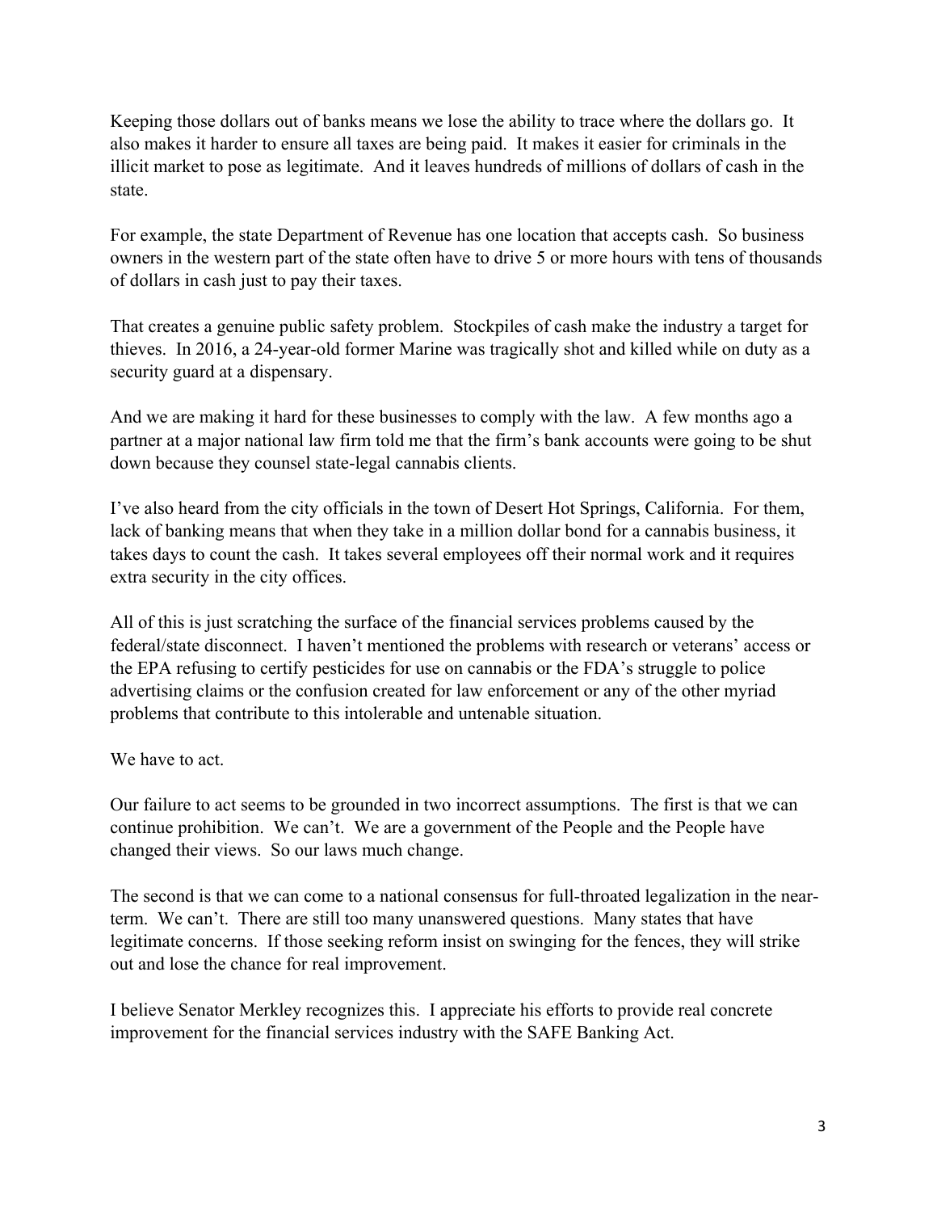Keeping those dollars out of banks means we lose the ability to trace where the dollars go. It also makes it harder to ensure all taxes are being paid. It makes it easier for criminals in the illicit market to pose as legitimate. And it leaves hundreds of millions of dollars of cash in the state.

For example, the state Department of Revenue has one location that accepts cash. So business owners in the western part of the state often have to drive 5 or more hours with tens of thousands of dollars in cash just to pay their taxes.

That creates a genuine public safety problem. Stockpiles of cash make the industry a target for thieves. In 2016, a 24-year-old former Marine was tragically shot and killed while on duty as a security guard at a dispensary.

And we are making it hard for these businesses to comply with the law. A few months ago a partner at a major national law firm told me that the firm's bank accounts were going to be shut down because they counsel state-legal cannabis clients.

I've also heard from the city officials in the town of Desert Hot Springs, California. For them, lack of banking means that when they take in a million dollar bond for a cannabis business, it takes days to count the cash. It takes several employees off their normal work and it requires extra security in the city offices.

All of this is just scratching the surface of the financial services problems caused by the federal/state disconnect. I haven't mentioned the problems with research or veterans' access or the EPA refusing to certify pesticides for use on cannabis or the FDA's struggle to police advertising claims or the confusion created for law enforcement or any of the other myriad problems that contribute to this intolerable and untenable situation.

We have to act.

Our failure to act seems to be grounded in two incorrect assumptions. The first is that we can continue prohibition. We can't. We are a government of the People and the People have changed their views. So our laws much change.

The second is that we can come to a national consensus for full-throated legalization in the near-term. We can't. There are still too many unanswered questions. Many states that have legitimate concerns. If those seeking reform insist on swinging for the fences, they will strike out and lose the chance for real improvement.

I believe Senator Merkley recognizes this. I appreciate his efforts to provide real concrete improvement for the financial services industry with the SAFE Banking Act.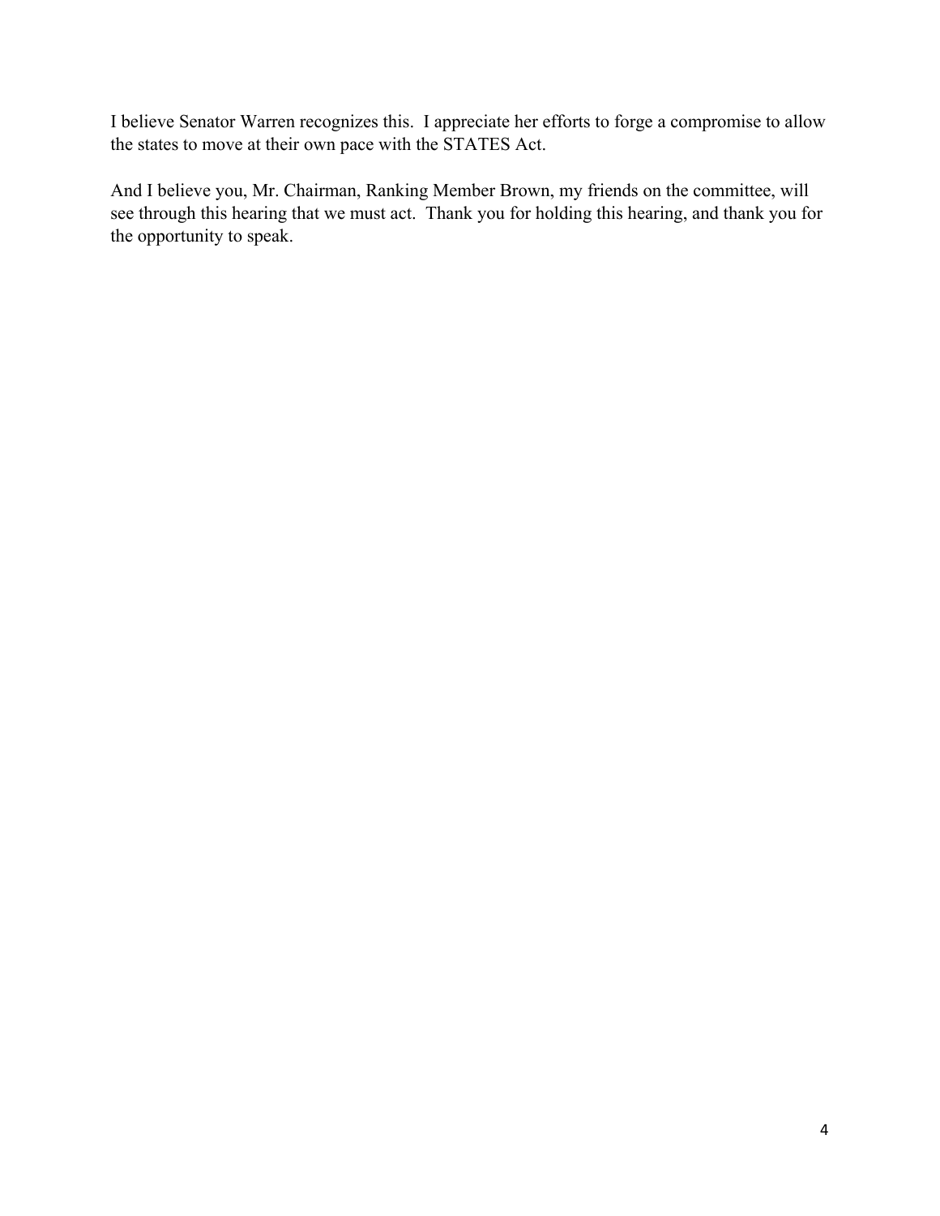I believe Senator Warren recognizes this. I appreciate her efforts to forge a compromise to allow the states to move at their own pace with the STATES Act.

And I believe you, Mr. Chairman, Ranking Member Brown, my friends on the committee, will see through this hearing that we must act. Thank you for holding this hearing, and thank you for the opportunity to speak.